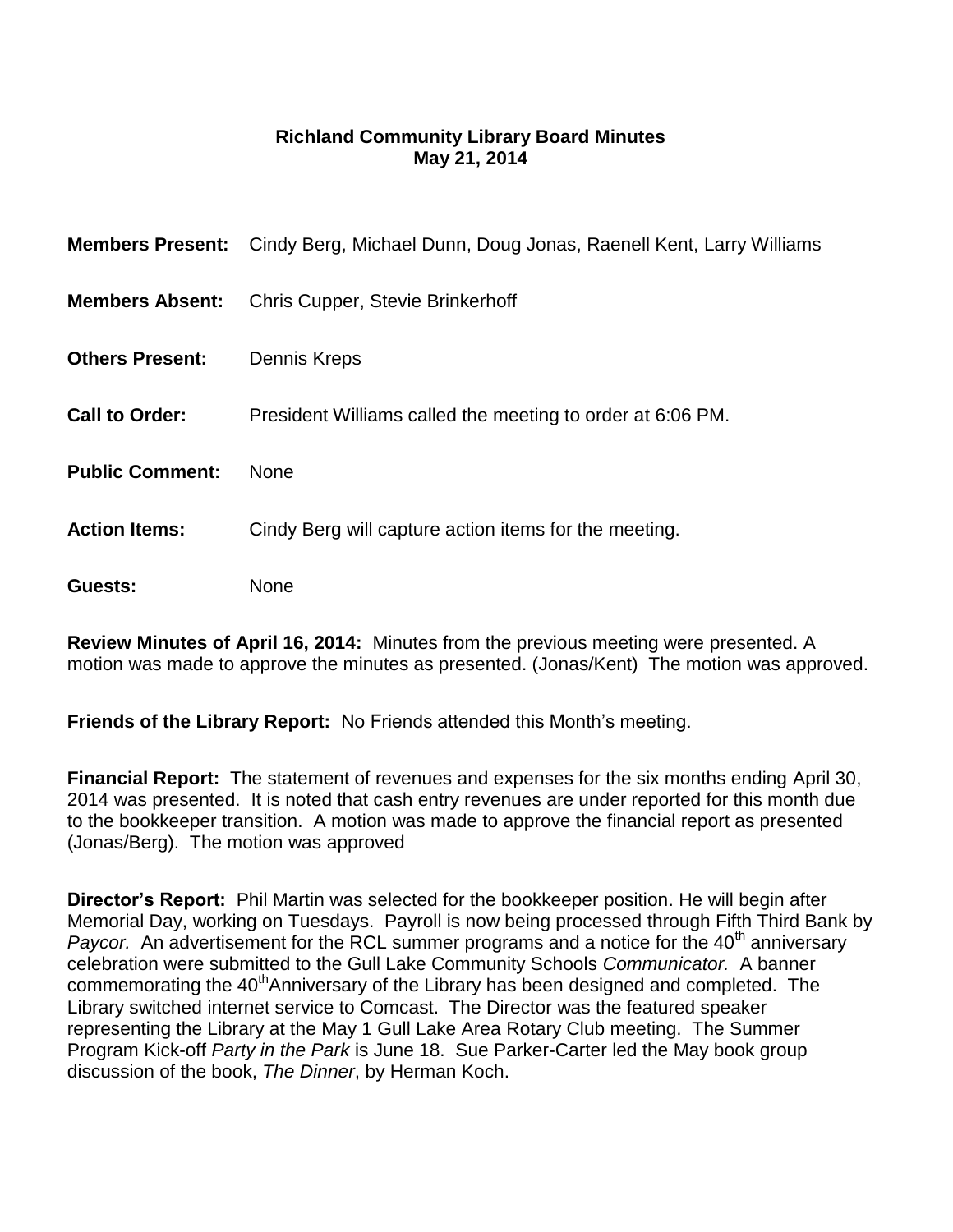# Richland Community Library Board Minutes
## May 21, 2014

**Members Present:** Cindy Berg, Michael Dunn, Doug Jonas, Raenell Kent, Larry Williams

**Members Absent:** Chris Cupper, Stevie Brinkerhoff

**Others Present:** Dennis Kreps

**Call to Order:** President Williams called the meeting to order at 6:06 PM.

**Public Comment:** None

**Action Items:** Cindy Berg will capture action items for the meeting.

**Guests:** None

**Review Minutes of April 16, 2014:** Minutes from the previous meeting were presented. A motion was made to approve the minutes as presented. (Jonas/Kent) The motion was approved.

**Friends of the Library Report:** No Friends attended this Month's meeting.

**Financial Report:** The statement of revenues and expenses for the six months ending April 30, 2014 was presented. It is noted that cash entry revenues are under reported for this month due to the bookkeeper transition. A motion was made to approve the financial report as presented (Jonas/Berg). The motion was approved

**Director's Report:** Phil Martin was selected for the bookkeeper position. He will begin after Memorial Day, working on Tuesdays. Payroll is now being processed through Fifth Third Bank by *Paycor.* An advertisement for the RCL summer programs and a notice for the 40th anniversary celebration were submitted to the Gull Lake Community Schools *Communicator.* A banner commemorating the 40th Anniversary of the Library has been designed and completed. The Library switched internet service to Comcast. The Director was the featured speaker representing the Library at the May 1 Gull Lake Area Rotary Club meeting. The Summer Program Kick-off *Party in the Park* is June 18. Sue Parker-Carter led the May book group discussion of the book, *The Dinner*, by Herman Koch.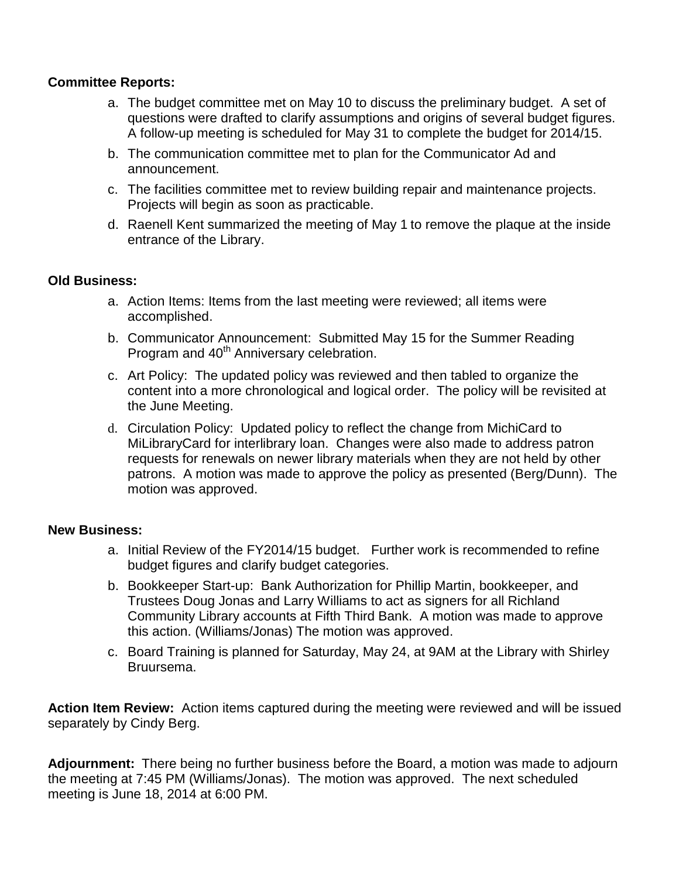**Committee Reports:**

a. The budget committee met on May 10 to discuss the preliminary budget. A set of questions were drafted to clarify assumptions and origins of several budget figures. A follow-up meeting is scheduled for May 31 to complete the budget for 2014/15.

b. The communication committee met to plan for the Communicator Ad and announcement.

c. The facilities committee met to review building repair and maintenance projects. Projects will begin as soon as practicable.

d. Raenell Kent summarized the meeting of May 1 to remove the plaque at the inside entrance of the Library.

**Old Business:**

a. Action Items: Items from the last meeting were reviewed; all items were accomplished.

b. Communicator Announcement: Submitted May 15 for the Summer Reading Program and 40th Anniversary celebration.

c. Art Policy: The updated policy was reviewed and then tabled to organize the content into a more chronological and logical order. The policy will be revisited at the June Meeting.

d. Circulation Policy: Updated policy to reflect the change from MichiCard to MiLibraryCard for interlibrary loan. Changes were also made to address patron requests for renewals on newer library materials when they are not held by other patrons. A motion was made to approve the policy as presented (Berg/Dunn). The motion was approved.

**New Business:**

a. Initial Review of the FY2014/15 budget. Further work is recommended to refine budget figures and clarify budget categories.

b. Bookkeeper Start-up: Bank Authorization for Phillip Martin, bookkeeper, and Trustees Doug Jonas and Larry Williams to act as signers for all Richland Community Library accounts at Fifth Third Bank. A motion was made to approve this action. (Williams/Jonas) The motion was approved.

c. Board Training is planned for Saturday, May 24, at 9AM at the Library with Shirley Bruursema.

**Action Item Review:** Action items captured during the meeting were reviewed and will be issued separately by Cindy Berg.

**Adjournment:** There being no further business before the Board, a motion was made to adjourn the meeting at 7:45 PM (Williams/Jonas). The motion was approved. The next scheduled meeting is June 18, 2014 at 6:00 PM.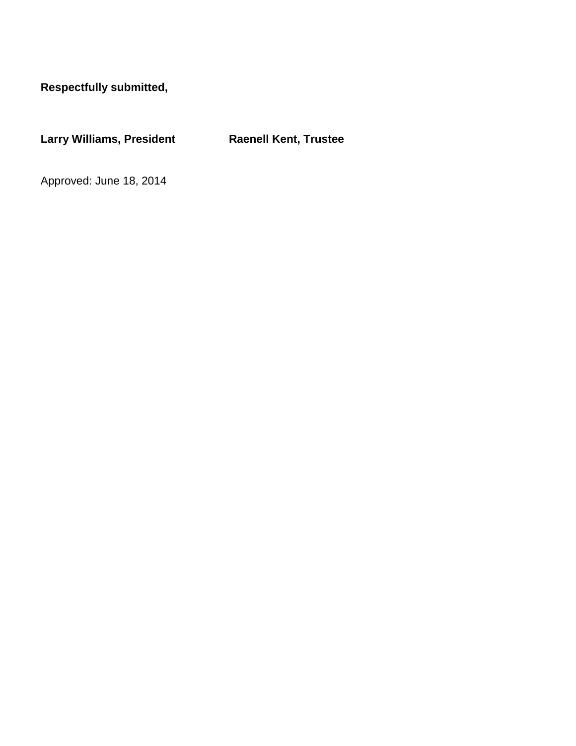**Respectfully submitted,**

**Larry Williams, President** **Raenell Kent, Trustee**

Approved: June 18, 2014